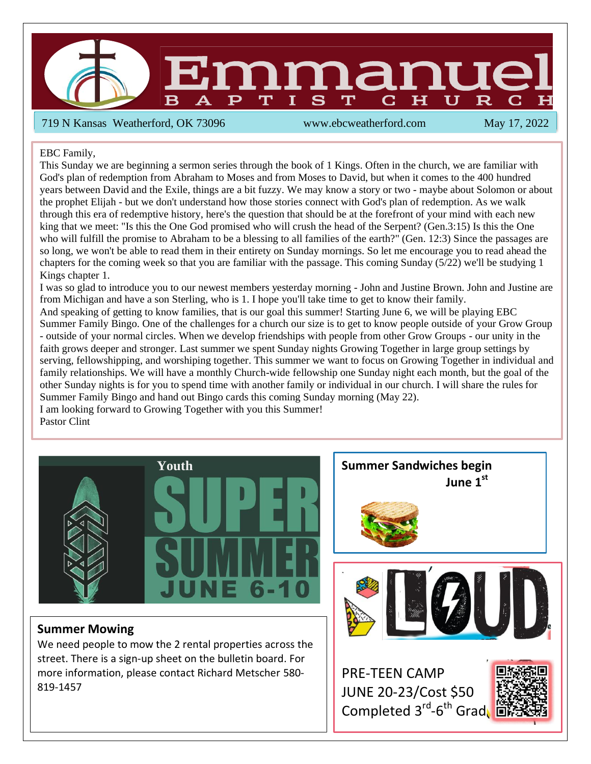# Emmanuel

## BAPTIST CHURCH

719 N Kansas Weatherford, OK 73096 www.ebcweatherford.com May 17, 2022

EBC Family,

This Sunday we are beginning a sermon series through the book of 1 Kings. Often in the church, we are familiar with God's plan of redemption from Abraham to Moses and from Moses to David, but when it comes to the 400 hundred years between David and the Exile, things are a bit fuzzy. We may know a story or two - maybe about Solomon or about the prophet Elijah - but we don't understand how those stories connect with God's plan of redemption. As we walk through this era of redemptive history, here's the question that should be at the forefront of your mind with each new king that we meet: "Is this the One God promised who will crush the head of the Serpent? (Gen.3:15) Is this the One who will fulfill the promise to Abraham to be a blessing to all families of the earth?" (Gen. 12:3) Since the passages are so long, we won't be able to read them in their entirety on Sunday mornings. So let me encourage you to read ahead the chapters for the coming week so that you are familiar with the passage. This coming Sunday (5/22) we'll be studying 1 Kings chapter 1.

I was so glad to introduce you to our newest members yesterday morning - John and Justine Brown. John and Justine are from Michigan and have a son Sterling, who is 1. I hope you'll take time to get to know their family.

And speaking of getting to know families, that is our goal this summer! Starting June 6, we will be playing EBC Summer Family Bingo. One of the challenges for a church our size is to get to know people outside of your Grow Group - outside of your normal circles. When we develop friendships with people from other Grow Groups - our unity in the faith grows deeper and stronger. Last summer we spent Sunday nights Growing Together in large group settings by serving, fellowshipping, and worshiping together. This summer we want to focus on Growing Together in individual and family relationships. We will have a monthly Church-wide fellowship one Sunday night each month, but the goal of the other Sunday nights is for you to spend time with another family or individual in our church. I will share the rules for Summer Family Bingo and hand out Bingo cards this coming Sunday morning (May 22).

I am looking forward to Growing Together with you this Summer!

Pastor Clint

**Youth SUPER SUMMER JUNE 6-10**

**Summer Sandwiches begin June 1st**

### Summer Mowing

We need people to mow the 2 rental properties across the street. There is a sign-up sheet on the bulletin board. For more information, please contact Richard Metscher 580-819-1457

**LOUD**

PRE-TEEN CAMP
JUNE 20-23/Cost $50
Completed 3rd-6th Grad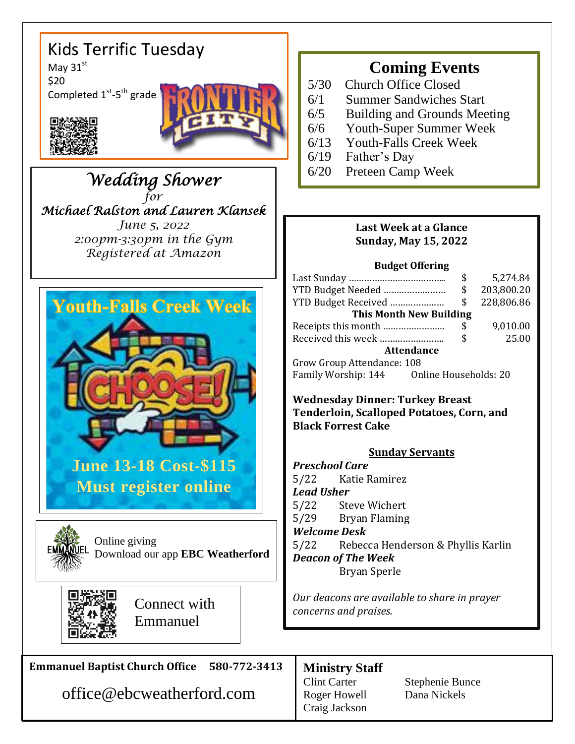## Kids Terrific Tuesday

May 31st
$20
Completed 1st-5th grade

FRONTIER CITY

## *Wedding Shower*

*for*

*Michael Ralston and Lauren Klansek*

*June 5, 2022*

*2:00pm-3:30pm in the Gym*

*Registered at Amazon*

## Youth-Falls Creek Week

CHOOSE!

**June 13-18 Cost-$115**

**Must register online**

Online giving
Download our app **EBC Weatherford**

Connect with Emmanuel

## Coming Events

| | |
|---|---|
| 5/30 | Church Office Closed |
| 6/1 | Summer Sandwiches Start |
| 6/5 | Building and Grounds Meeting |
| 6/6 | Youth-Super Summer Week |
| 6/13 | Youth-Falls Creek Week |
| 6/19 | Father's Day |
| 6/20 | Preteen Camp Week |

### Last Week at a Glance
### Sunday, May 15, 2022

**Budget Offering**

| | | |
|---|---|---|
| Last Sunday ........................ | $ | 5,274.84 |
| YTD Budget Needed ........................ | $ | 203,800.20 |
| YTD Budget Received ........................ | $ | 228,806.86 |
| **This Month New Building** | | |
| Receipts this month ........................ | $ | 9,010.00 |
| Received this week ........................ | $ | 25.00 |

**Attendance**

Grow Group Attendance: 108
Family Worship: 144 Online Households: 20

**Wednesday Dinner: Turkey Breast Tenderloin, Scalloped Potatoes, Corn, and Black Forrest Cake**

**Sunday Servants**

***Preschool Care***
5/22 Katie Ramirez

***Lead Usher***
5/22 Steve Wichert
5/29 Bryan Flaming

***Welcome Desk***
5/22 Rebecca Henderson & Phyllis Karlin

***Deacon of The Week***
Bryan Sperle

*Our deacons are available to share in prayer concerns and praises.*

**Emmanuel Baptist Church Office 580-772-3413**

office@ebcweatherford.com

**Ministry Staff**

Clint Carter
Roger Howell
Craig Jackson
Stephenie Bunce
Dana Nickels